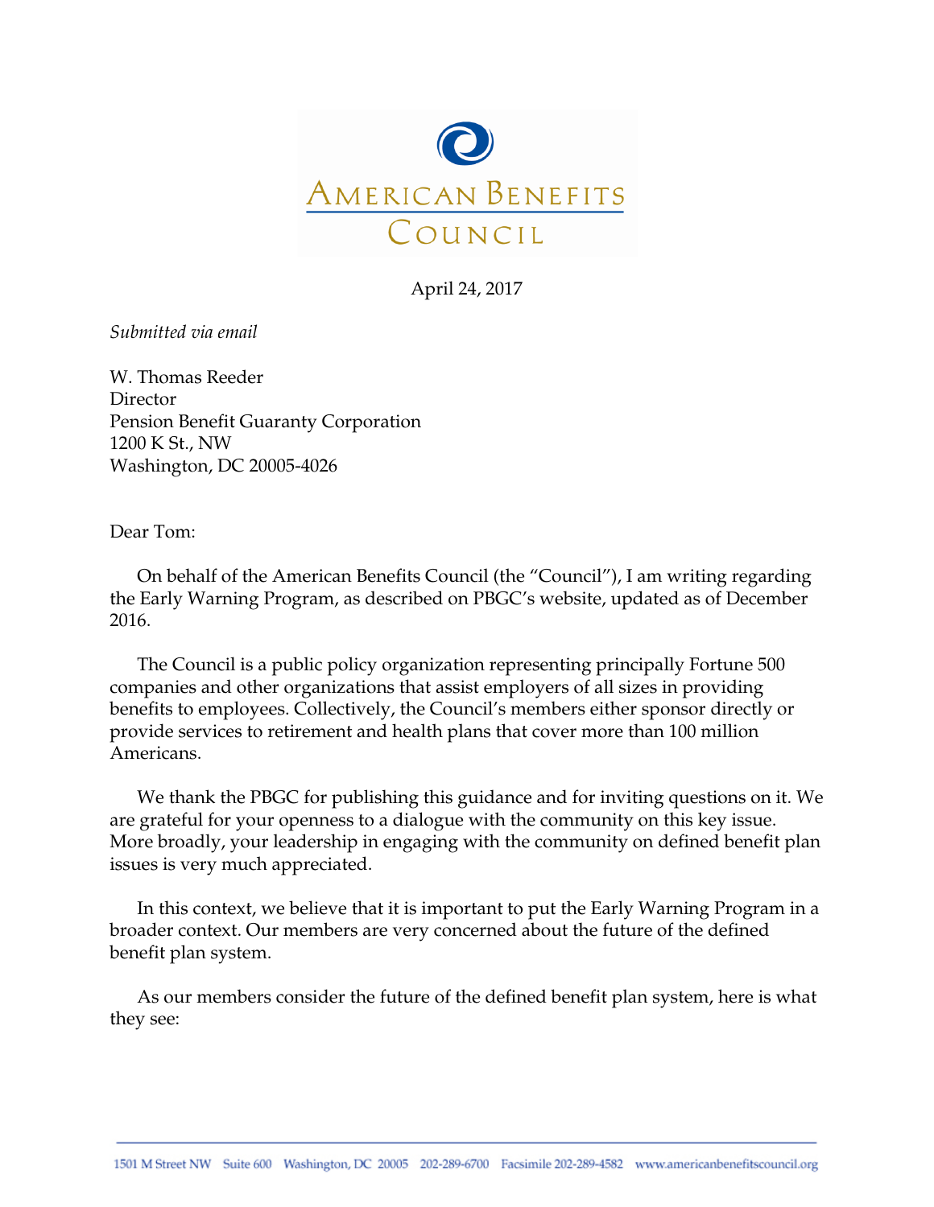AMERICAN BENEFITS COUNCIL

April 24, 2017

*Submitted via email*

W. Thomas Reeder
Director
Pension Benefit Guaranty Corporation
1200 K St., NW
Washington, DC 20005-4026

Dear Tom:

On behalf of the American Benefits Council (the "Council"), I am writing regarding the Early Warning Program, as described on PBGC's website, updated as of December 2016.

The Council is a public policy organization representing principally Fortune 500 companies and other organizations that assist employers of all sizes in providing benefits to employees. Collectively, the Council's members either sponsor directly or provide services to retirement and health plans that cover more than 100 million Americans.

We thank the PBGC for publishing this guidance and for inviting questions on it. We are grateful for your openness to a dialogue with the community on this key issue. More broadly, your leadership in engaging with the community on defined benefit plan issues is very much appreciated.

In this context, we believe that it is important to put the Early Warning Program in a broader context. Our members are very concerned about the future of the defined benefit plan system.

As our members consider the future of the defined benefit plan system, here is what they see:

1501 M Street NW Suite 600 Washington, DC 20005 202-289-6700 Facsimile 202-289-4582 www.americanbenefitscouncil.org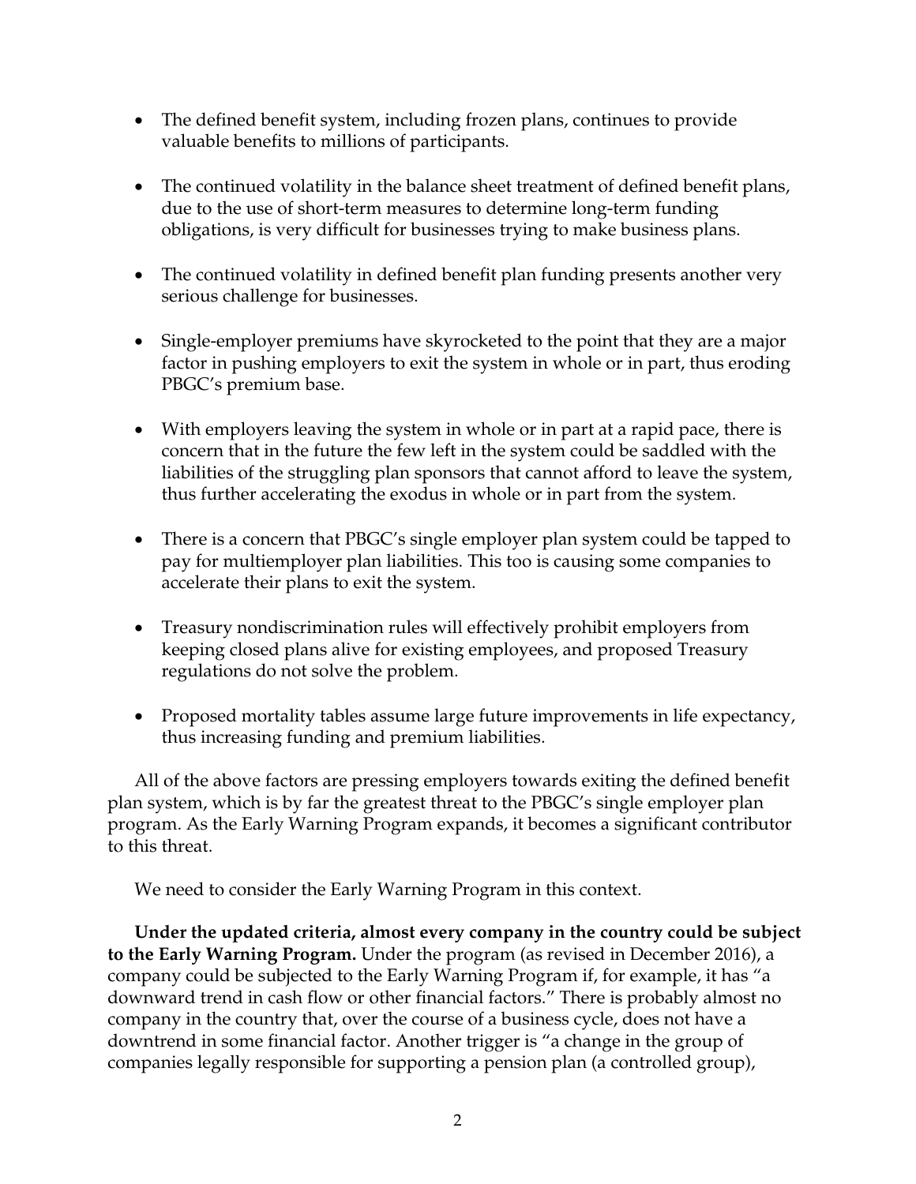- The defined benefit system, including frozen plans, continues to provide valuable benefits to millions of participants.

- The continued volatility in the balance sheet treatment of defined benefit plans, due to the use of short-term measures to determine long-term funding obligations, is very difficult for businesses trying to make business plans.

- The continued volatility in defined benefit plan funding presents another very serious challenge for businesses.

- Single-employer premiums have skyrocketed to the point that they are a major factor in pushing employers to exit the system in whole or in part, thus eroding PBGC's premium base.

- With employers leaving the system in whole or in part at a rapid pace, there is concern that in the future the few left in the system could be saddled with the liabilities of the struggling plan sponsors that cannot afford to leave the system, thus further accelerating the exodus in whole or in part from the system.

- There is a concern that PBGC's single employer plan system could be tapped to pay for multiemployer plan liabilities. This too is causing some companies to accelerate their plans to exit the system.

- Treasury nondiscrimination rules will effectively prohibit employers from keeping closed plans alive for existing employees, and proposed Treasury regulations do not solve the problem.

- Proposed mortality tables assume large future improvements in life expectancy, thus increasing funding and premium liabilities.

All of the above factors are pressing employers towards exiting the defined benefit plan system, which is by far the greatest threat to the PBGC's single employer plan program. As the Early Warning Program expands, it becomes a significant contributor to this threat.

We need to consider the Early Warning Program in this context.

**Under the updated criteria, almost every company in the country could be subject to the Early Warning Program.** Under the program (as revised in December 2016), a company could be subjected to the Early Warning Program if, for example, it has "a downward trend in cash flow or other financial factors." There is probably almost no company in the country that, over the course of a business cycle, does not have a downtrend in some financial factor. Another trigger is "a change in the group of companies legally responsible for supporting a pension plan (a controlled group),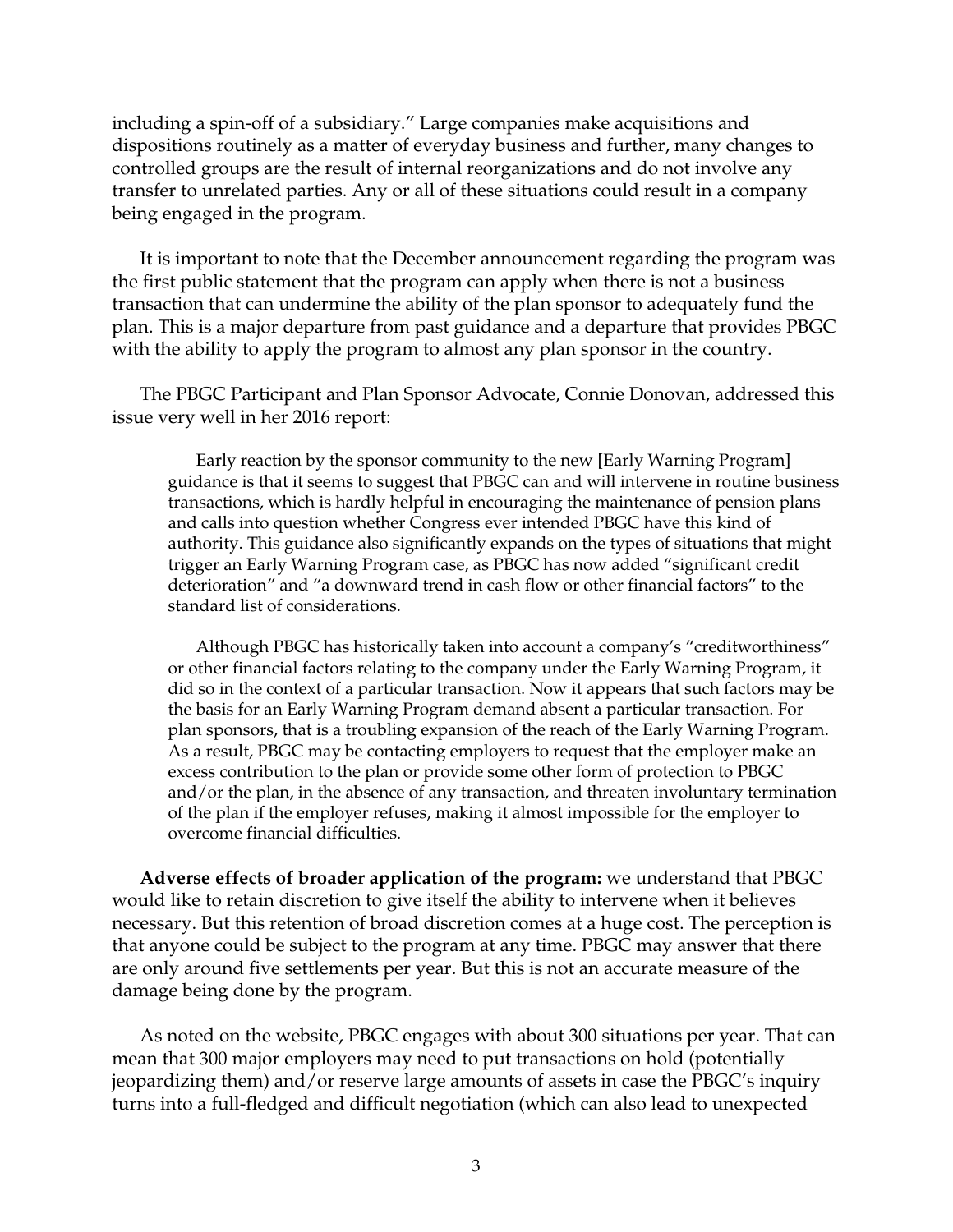including a spin-off of a subsidiary." Large companies make acquisitions and dispositions routinely as a matter of everyday business and further, many changes to controlled groups are the result of internal reorganizations and do not involve any transfer to unrelated parties. Any or all of these situations could result in a company being engaged in the program.

It is important to note that the December announcement regarding the program was the first public statement that the program can apply when there is not a business transaction that can undermine the ability of the plan sponsor to adequately fund the plan. This is a major departure from past guidance and a departure that provides PBGC with the ability to apply the program to almost any plan sponsor in the country.

The PBGC Participant and Plan Sponsor Advocate, Connie Donovan, addressed this issue very well in her 2016 report:

> Early reaction by the sponsor community to the new [Early Warning Program] guidance is that it seems to suggest that PBGC can and will intervene in routine business transactions, which is hardly helpful in encouraging the maintenance of pension plans and calls into question whether Congress ever intended PBGC have this kind of authority. This guidance also significantly expands on the types of situations that might trigger an Early Warning Program case, as PBGC has now added "significant credit deterioration" and "a downward trend in cash flow or other financial factors" to the standard list of considerations.
>
> Although PBGC has historically taken into account a company's "creditworthiness" or other financial factors relating to the company under the Early Warning Program, it did so in the context of a particular transaction. Now it appears that such factors may be the basis for an Early Warning Program demand absent a particular transaction. For plan sponsors, that is a troubling expansion of the reach of the Early Warning Program. As a result, PBGC may be contacting employers to request that the employer make an excess contribution to the plan or provide some other form of protection to PBGC and/or the plan, in the absence of any transaction, and threaten involuntary termination of the plan if the employer refuses, making it almost impossible for the employer to overcome financial difficulties.

**Adverse effects of broader application of the program:** we understand that PBGC would like to retain discretion to give itself the ability to intervene when it believes necessary. But this retention of broad discretion comes at a huge cost. The perception is that anyone could be subject to the program at any time. PBGC may answer that there are only around five settlements per year. But this is not an accurate measure of the damage being done by the program.

As noted on the website, PBGC engages with about 300 situations per year. That can mean that 300 major employers may need to put transactions on hold (potentially jeopardizing them) and/or reserve large amounts of assets in case the PBGC's inquiry turns into a full-fledged and difficult negotiation (which can also lead to unexpected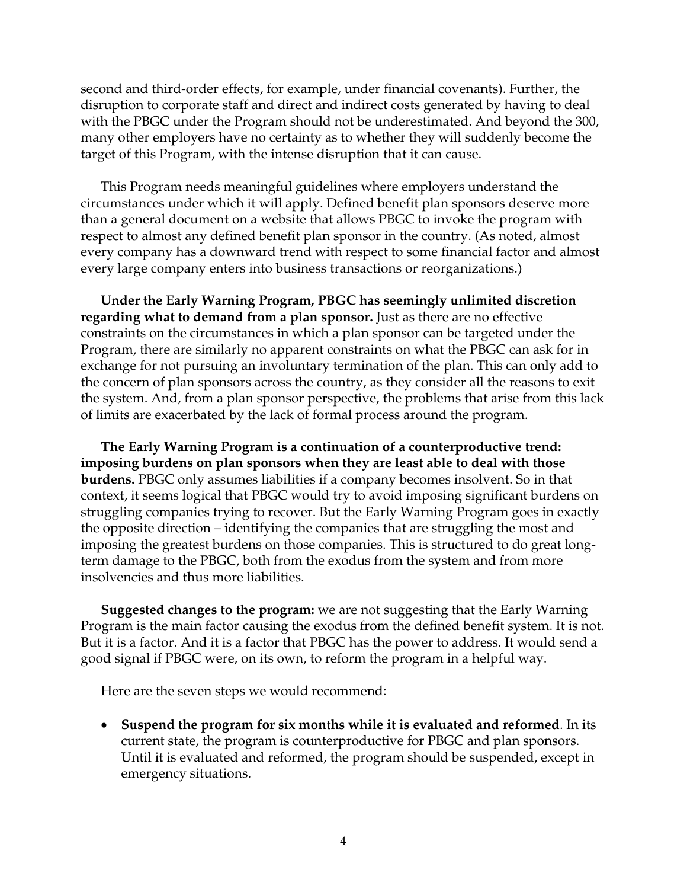second and third-order effects, for example, under financial covenants). Further, the disruption to corporate staff and direct and indirect costs generated by having to deal with the PBGC under the Program should not be underestimated. And beyond the 300, many other employers have no certainty as to whether they will suddenly become the target of this Program, with the intense disruption that it can cause.

This Program needs meaningful guidelines where employers understand the circumstances under which it will apply. Defined benefit plan sponsors deserve more than a general document on a website that allows PBGC to invoke the program with respect to almost any defined benefit plan sponsor in the country. (As noted, almost every company has a downward trend with respect to some financial factor and almost every large company enters into business transactions or reorganizations.)

**Under the Early Warning Program, PBGC has seemingly unlimited discretion regarding what to demand from a plan sponsor.** Just as there are no effective constraints on the circumstances in which a plan sponsor can be targeted under the Program, there are similarly no apparent constraints on what the PBGC can ask for in exchange for not pursuing an involuntary termination of the plan. This can only add to the concern of plan sponsors across the country, as they consider all the reasons to exit the system. And, from a plan sponsor perspective, the problems that arise from this lack of limits are exacerbated by the lack of formal process around the program.

**The Early Warning Program is a continuation of a counterproductive trend: imposing burdens on plan sponsors when they are least able to deal with those burdens.** PBGC only assumes liabilities if a company becomes insolvent. So in that context, it seems logical that PBGC would try to avoid imposing significant burdens on struggling companies trying to recover. But the Early Warning Program goes in exactly the opposite direction – identifying the companies that are struggling the most and imposing the greatest burdens on those companies. This is structured to do great long-term damage to the PBGC, both from the exodus from the system and from more insolvencies and thus more liabilities.

**Suggested changes to the program:** we are not suggesting that the Early Warning Program is the main factor causing the exodus from the defined benefit system. It is not. But it is a factor. And it is a factor that PBGC has the power to address. It would send a good signal if PBGC were, on its own, to reform the program in a helpful way.

Here are the seven steps we would recommend:

- **Suspend the program for six months while it is evaluated and reformed**. In its current state, the program is counterproductive for PBGC and plan sponsors. Until it is evaluated and reformed, the program should be suspended, except in emergency situations.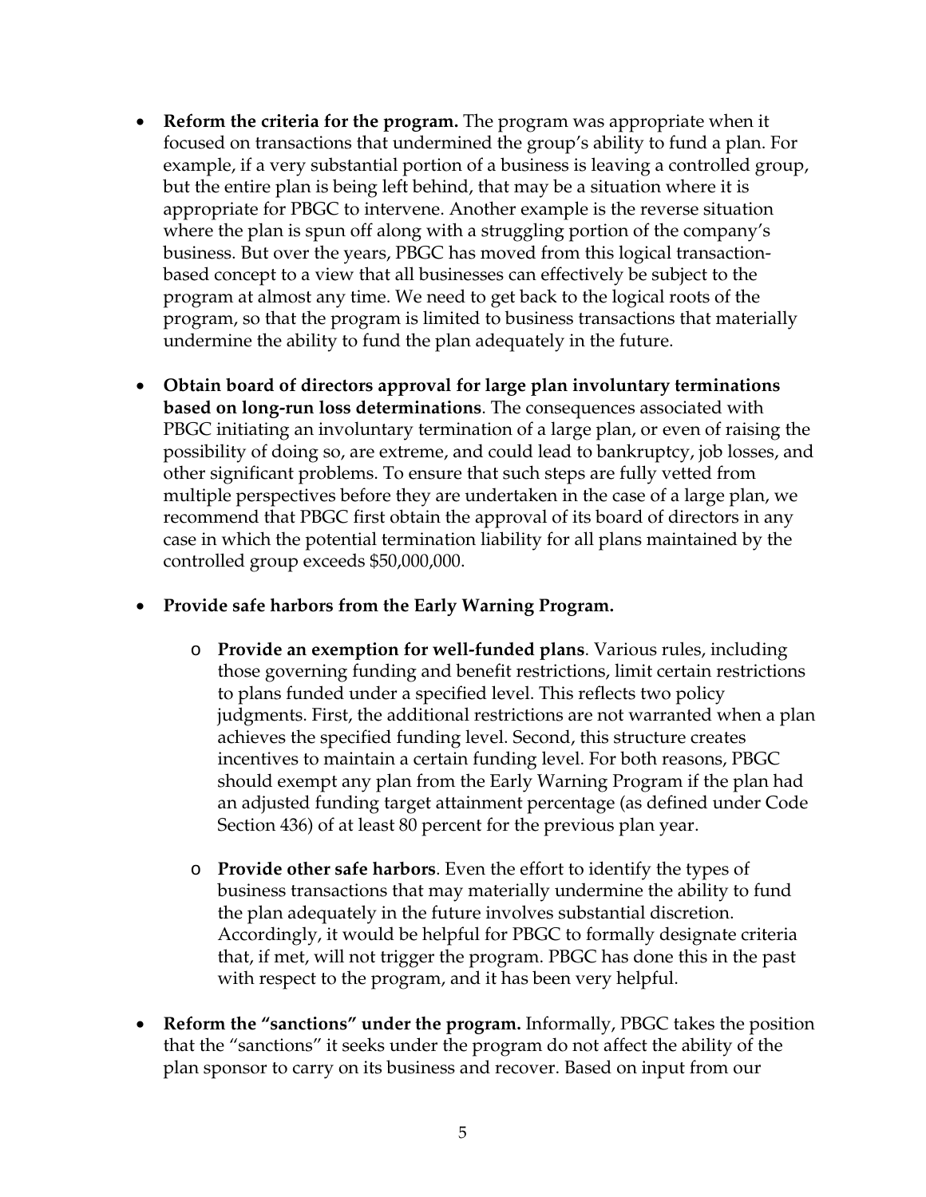- **Reform the criteria for the program.** The program was appropriate when it focused on transactions that undermined the group's ability to fund a plan. For example, if a very substantial portion of a business is leaving a controlled group, but the entire plan is being left behind, that may be a situation where it is appropriate for PBGC to intervene. Another example is the reverse situation where the plan is spun off along with a struggling portion of the company's business. But over the years, PBGC has moved from this logical transaction-based concept to a view that all businesses can effectively be subject to the program at almost any time. We need to get back to the logical roots of the program, so that the program is limited to business transactions that materially undermine the ability to fund the plan adequately in the future.

- **Obtain board of directors approval for large plan involuntary terminations based on long-run loss determinations**. The consequences associated with PBGC initiating an involuntary termination of a large plan, or even of raising the possibility of doing so, are extreme, and could lead to bankruptcy, job losses, and other significant problems. To ensure that such steps are fully vetted from multiple perspectives before they are undertaken in the case of a large plan, we recommend that PBGC first obtain the approval of its board of directors in any case in which the potential termination liability for all plans maintained by the controlled group exceeds $50,000,000.

- **Provide safe harbors from the Early Warning Program.**

  - **Provide an exemption for well-funded plans**. Various rules, including those governing funding and benefit restrictions, limit certain restrictions to plans funded under a specified level. This reflects two policy judgments. First, the additional restrictions are not warranted when a plan achieves the specified funding level. Second, this structure creates incentives to maintain a certain funding level. For both reasons, PBGC should exempt any plan from the Early Warning Program if the plan had an adjusted funding target attainment percentage (as defined under Code Section 436) of at least 80 percent for the previous plan year.

  - **Provide other safe harbors**. Even the effort to identify the types of business transactions that may materially undermine the ability to fund the plan adequately in the future involves substantial discretion. Accordingly, it would be helpful for PBGC to formally designate criteria that, if met, will not trigger the program. PBGC has done this in the past with respect to the program, and it has been very helpful.

- **Reform the "sanctions" under the program.** Informally, PBGC takes the position that the "sanctions" it seeks under the program do not affect the ability of the plan sponsor to carry on its business and recover. Based on input from our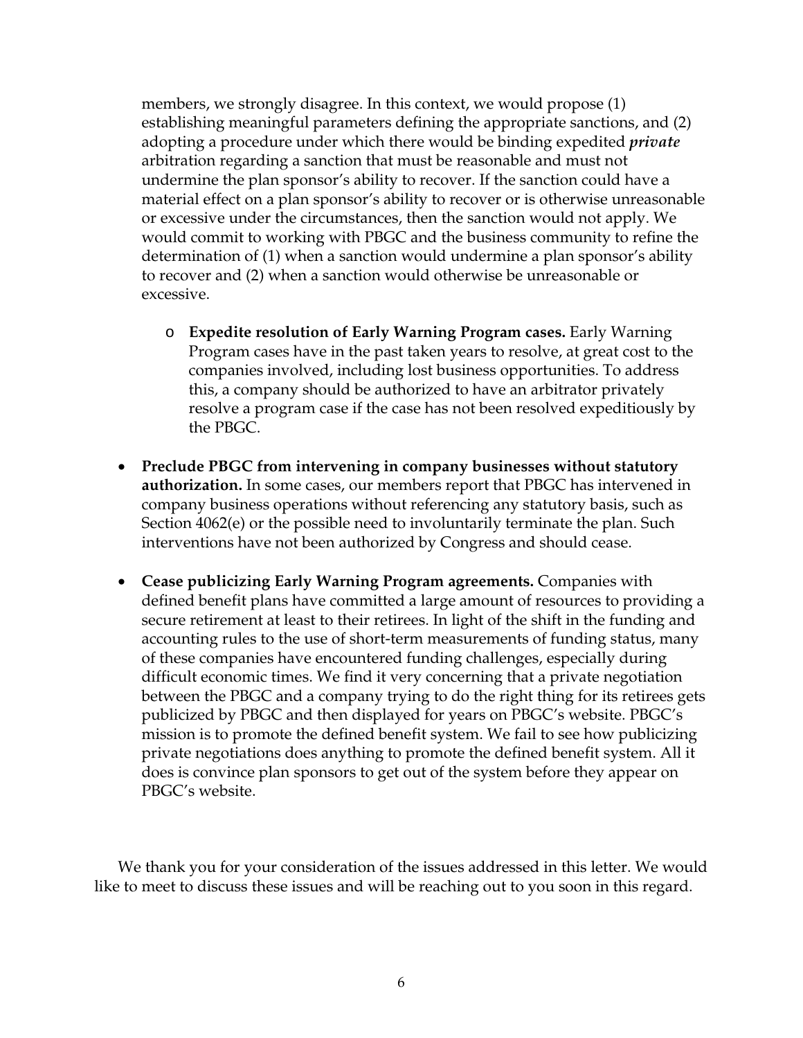members, we strongly disagree. In this context, we would propose (1) establishing meaningful parameters defining the appropriate sanctions, and (2) adopting a procedure under which there would be binding expedited ***private*** arbitration regarding a sanction that must be reasonable and must not undermine the plan sponsor's ability to recover. If the sanction could have a material effect on a plan sponsor's ability to recover or is otherwise unreasonable or excessive under the circumstances, then the sanction would not apply. We would commit to working with PBGC and the business community to refine the determination of (1) when a sanction would undermine a plan sponsor's ability to recover and (2) when a sanction would otherwise be unreasonable or excessive.

  - **Expedite resolution of Early Warning Program cases.** Early Warning Program cases have in the past taken years to resolve, at great cost to the companies involved, including lost business opportunities. To address this, a company should be authorized to have an arbitrator privately resolve a program case if the case has not been resolved expeditiously by the PBGC.

- **Preclude PBGC from intervening in company businesses without statutory authorization.** In some cases, our members report that PBGC has intervened in company business operations without referencing any statutory basis, such as Section 4062(e) or the possible need to involuntarily terminate the plan. Such interventions have not been authorized by Congress and should cease.

- **Cease publicizing Early Warning Program agreements.** Companies with defined benefit plans have committed a large amount of resources to providing a secure retirement at least to their retirees. In light of the shift in the funding and accounting rules to the use of short-term measurements of funding status, many of these companies have encountered funding challenges, especially during difficult economic times. We find it very concerning that a private negotiation between the PBGC and a company trying to do the right thing for its retirees gets publicized by PBGC and then displayed for years on PBGC's website. PBGC's mission is to promote the defined benefit system. We fail to see how publicizing private negotiations does anything to promote the defined benefit system. All it does is convince plan sponsors to get out of the system before they appear on PBGC's website.

We thank you for your consideration of the issues addressed in this letter. We would like to meet to discuss these issues and will be reaching out to you soon in this regard.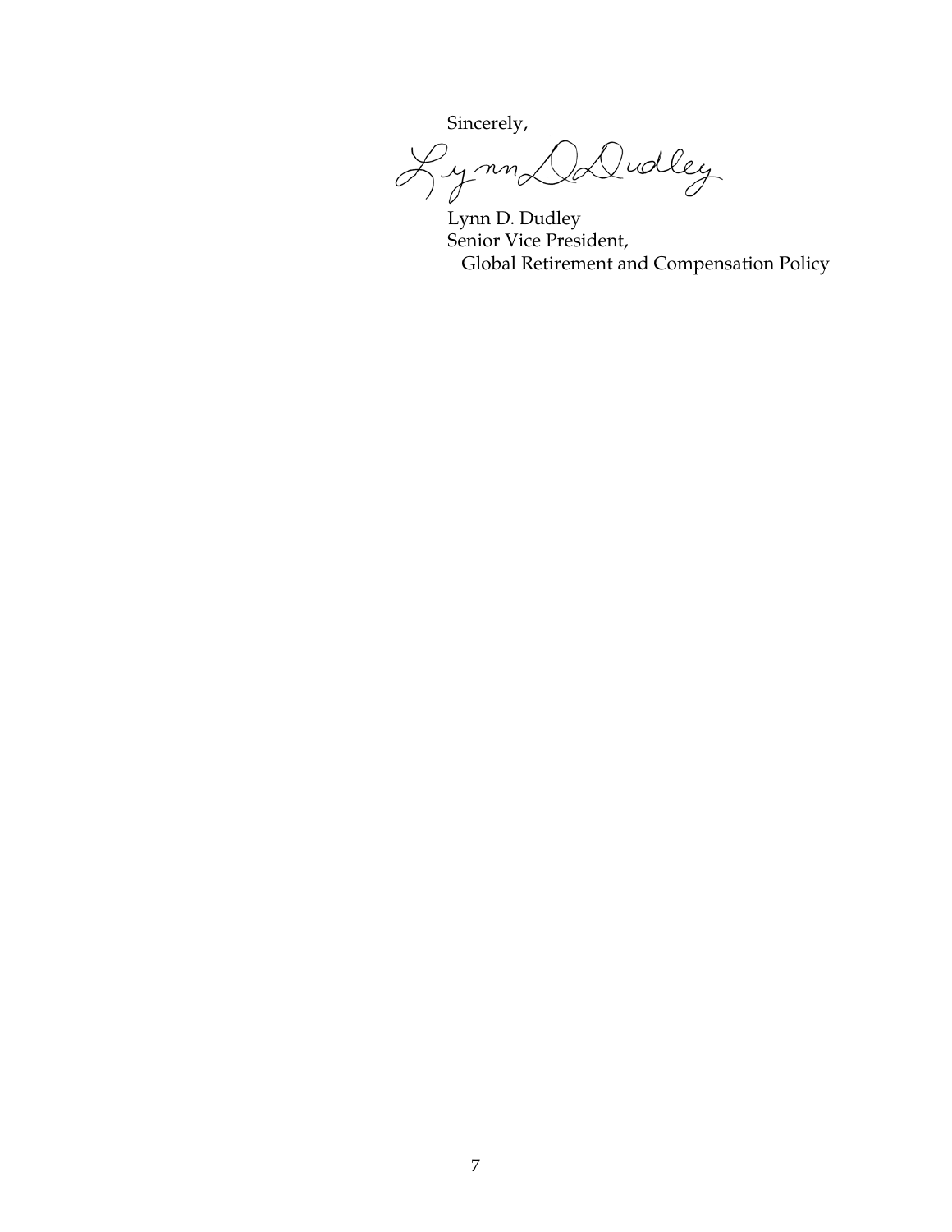Sincerely,

Lynn D. Dudley
Senior Vice President,
Global Retirement and Compensation Policy